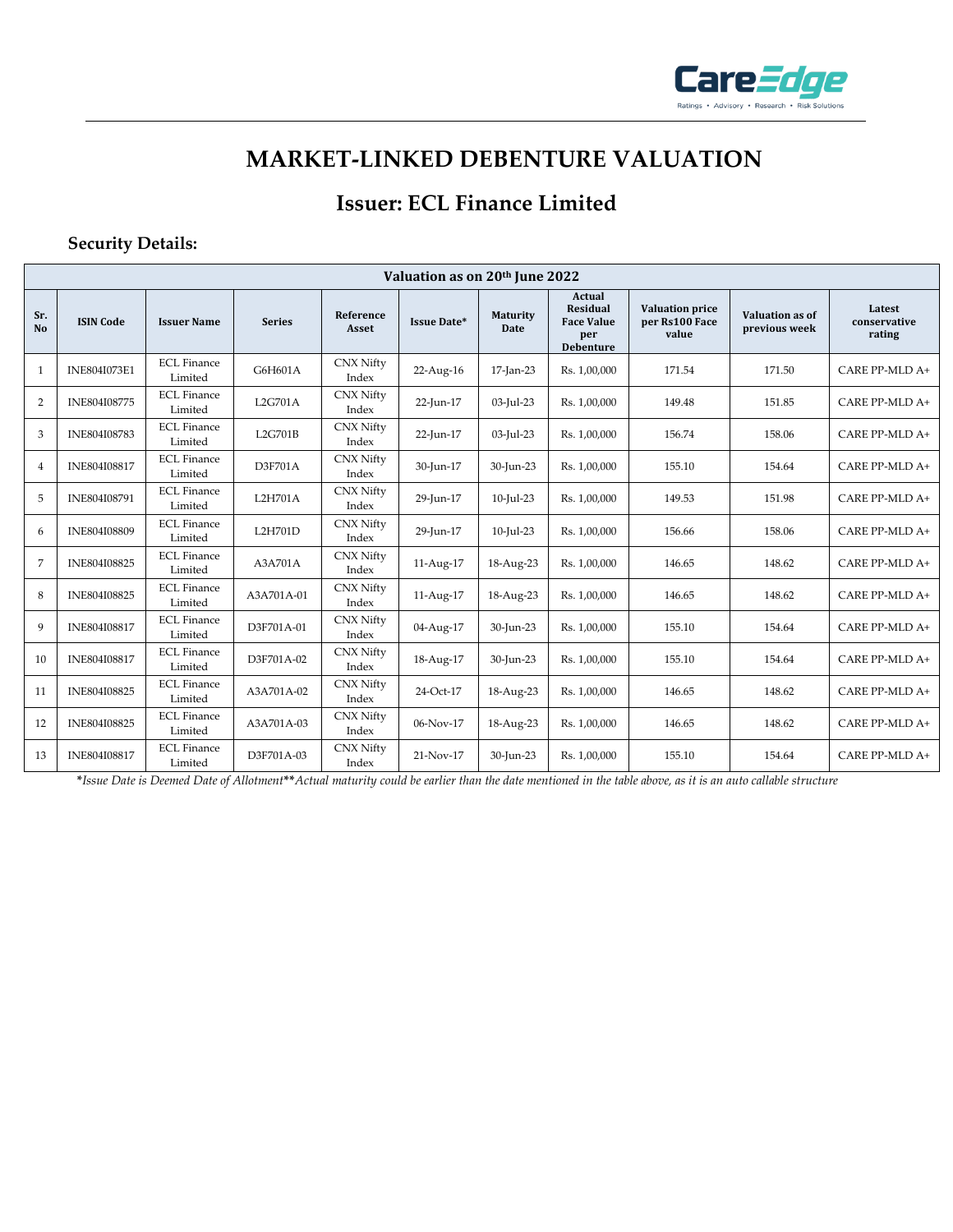# MARKET-LINKED DEBENTURE VALUATION

## Issuer: ECL Finance Limited

### Security Details:

| Valuation as on 20th June 2022 | | | | | | | | | | |
|---|---|---|---|---|---|---|---|---|---|---|
| Sr. No | ISIN Code | Issuer Name | Series | Reference Asset | Issue Date* | Maturity Date | Actual Residual Face Value per Debenture | Valuation price per Rs100 Face value | Valuation as of previous week | Latest conservative rating |
| 1 | INE804I073E1 | ECL Finance Limited | G6H601A | CNX Nifty Index | 22-Aug-16 | 17-Jan-23 | Rs. 1,00,000 | 171.54 | 171.50 | CARE PP-MLD A+ |
| 2 | INE804I08775 | ECL Finance Limited | L2G701A | CNX Nifty Index | 22-Jun-17 | 03-Jul-23 | Rs. 1,00,000 | 149.48 | 151.85 | CARE PP-MLD A+ |
| 3 | INE804I08783 | ECL Finance Limited | L2G701B | CNX Nifty Index | 22-Jun-17 | 03-Jul-23 | Rs. 1,00,000 | 156.74 | 158.06 | CARE PP-MLD A+ |
| 4 | INE804I08817 | ECL Finance Limited | D3F701A | CNX Nifty Index | 30-Jun-17 | 30-Jun-23 | Rs. 1,00,000 | 155.10 | 154.64 | CARE PP-MLD A+ |
| 5 | INE804I08791 | ECL Finance Limited | L2H701A | CNX Nifty Index | 29-Jun-17 | 10-Jul-23 | Rs. 1,00,000 | 149.53 | 151.98 | CARE PP-MLD A+ |
| 6 | INE804I08809 | ECL Finance Limited | L2H701D | CNX Nifty Index | 29-Jun-17 | 10-Jul-23 | Rs. 1,00,000 | 156.66 | 158.06 | CARE PP-MLD A+ |
| 7 | INE804I08825 | ECL Finance Limited | A3A701A | CNX Nifty Index | 11-Aug-17 | 18-Aug-23 | Rs. 1,00,000 | 146.65 | 148.62 | CARE PP-MLD A+ |
| 8 | INE804I08825 | ECL Finance Limited | A3A701A-01 | CNX Nifty Index | 11-Aug-17 | 18-Aug-23 | Rs. 1,00,000 | 146.65 | 148.62 | CARE PP-MLD A+ |
| 9 | INE804I08817 | ECL Finance Limited | D3F701A-01 | CNX Nifty Index | 04-Aug-17 | 30-Jun-23 | Rs. 1,00,000 | 155.10 | 154.64 | CARE PP-MLD A+ |
| 10 | INE804I08817 | ECL Finance Limited | D3F701A-02 | CNX Nifty Index | 18-Aug-17 | 30-Jun-23 | Rs. 1,00,000 | 155.10 | 154.64 | CARE PP-MLD A+ |
| 11 | INE804I08825 | ECL Finance Limited | A3A701A-02 | CNX Nifty Index | 24-Oct-17 | 18-Aug-23 | Rs. 1,00,000 | 146.65 | 148.62 | CARE PP-MLD A+ |
| 12 | INE804I08825 | ECL Finance Limited | A3A701A-03 | CNX Nifty Index | 06-Nov-17 | 18-Aug-23 | Rs. 1,00,000 | 146.65 | 148.62 | CARE PP-MLD A+ |
| 13 | INE804I08817 | ECL Finance Limited | D3F701A-03 | CNX Nifty Index | 21-Nov-17 | 30-Jun-23 | Rs. 1,00,000 | 155.10 | 154.64 | CARE PP-MLD A+ |

*\*Issue Date is Deemed Date of Allotment\*\*Actual maturity could be earlier than the date mentioned in the table above, as it is an auto callable structure*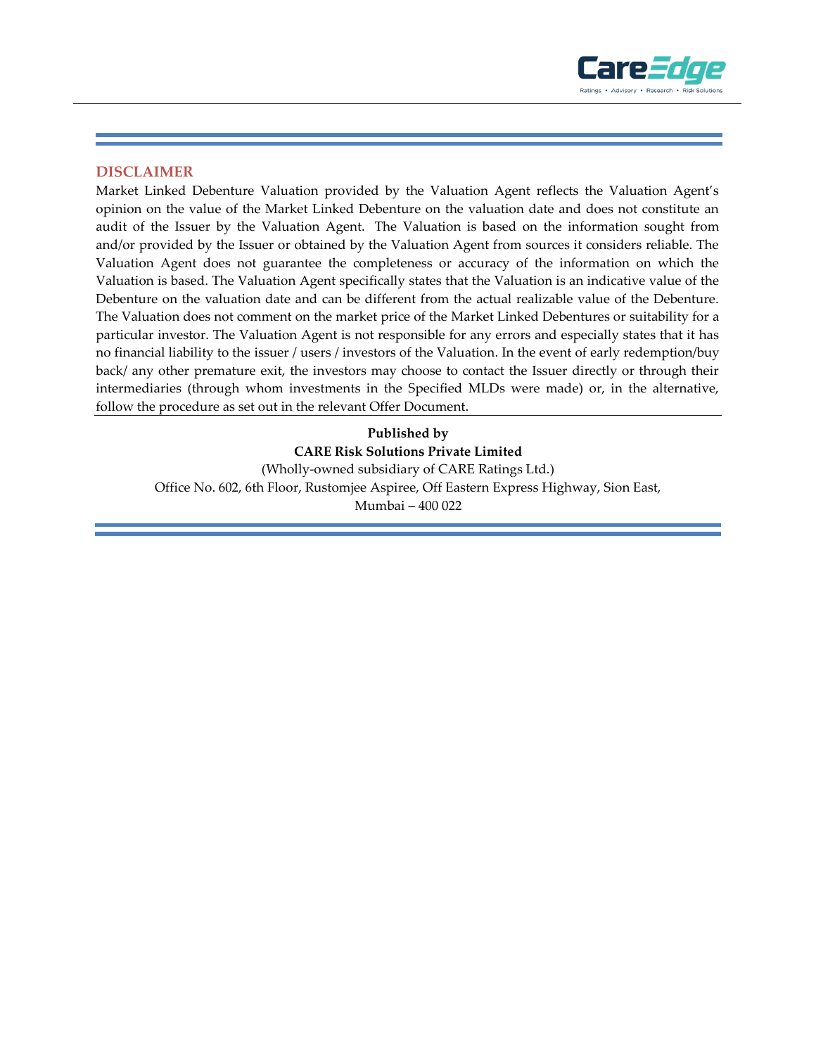## DISCLAIMER

Market Linked Debenture Valuation provided by the Valuation Agent reflects the Valuation Agent's opinion on the value of the Market Linked Debenture on the valuation date and does not constitute an audit of the Issuer by the Valuation Agent. The Valuation is based on the information sought from and/or provided by the Issuer or obtained by the Valuation Agent from sources it considers reliable. The Valuation Agent does not guarantee the completeness or accuracy of the information on which the Valuation is based. The Valuation Agent specifically states that the Valuation is an indicative value of the Debenture on the valuation date and can be different from the actual realizable value of the Debenture. The Valuation does not comment on the market price of the Market Linked Debentures or suitability for a particular investor. The Valuation Agent is not responsible for any errors and especially states that it has no financial liability to the issuer / users / investors of the Valuation. In the event of early redemption/buy back/ any other premature exit, the investors may choose to contact the Issuer directly or through their intermediaries (through whom investments in the Specified MLDs were made) or, in the alternative, follow the procedure as set out in the relevant Offer Document.

**Published by**

**CARE Risk Solutions Private Limited**

(Wholly-owned subsidiary of CARE Ratings Ltd.)

Office No. 602, 6th Floor, Rustomjee Aspiree, Off Eastern Express Highway, Sion East, Mumbai – 400 022